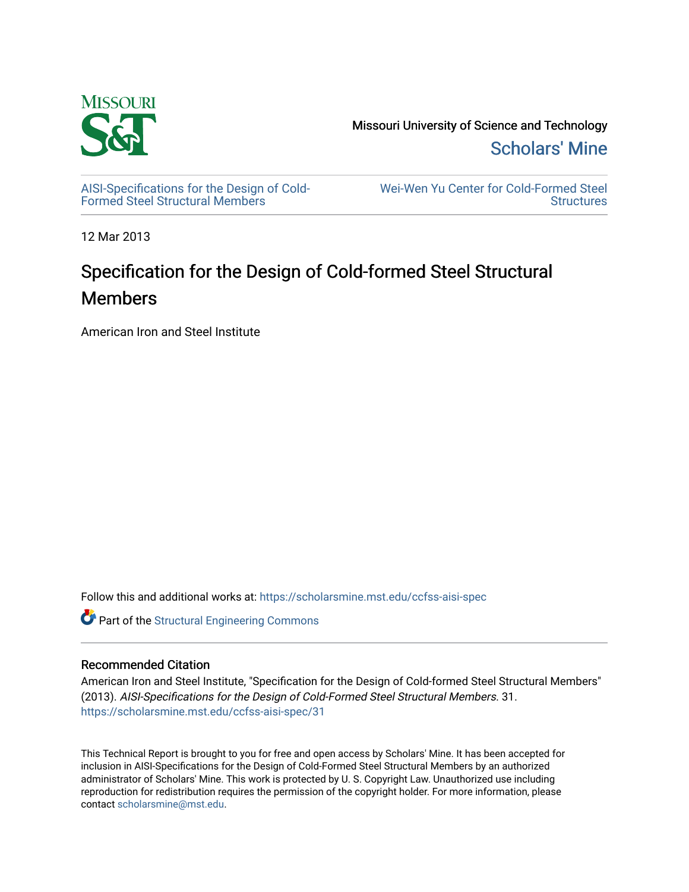Missouri University of Science and Technology

Scholars' Mine

AISI-Specifications for the Design of Cold-Formed Steel Structural Members

Wei-Wen Yu Center for Cold-Formed Steel Structures

12 Mar 2013

# Specification for the Design of Cold-formed Steel Structural Members

American Iron and Steel Institute

Follow this and additional works at: https://scholarsmine.mst.edu/ccfss-aisi-spec

Part of the Structural Engineering Commons

## Recommended Citation

American Iron and Steel Institute, "Specification for the Design of Cold-formed Steel Structural Members" (2013). *AISI-Specifications for the Design of Cold-Formed Steel Structural Members*. 31.
https://scholarsmine.mst.edu/ccfss-aisi-spec/31

This Technical Report is brought to you for free and open access by Scholars' Mine. It has been accepted for inclusion in AISI-Specifications for the Design of Cold-Formed Steel Structural Members by an authorized administrator of Scholars' Mine. This work is protected by U. S. Copyright Law. Unauthorized use including reproduction for redistribution requires the permission of the copyright holder. For more information, please contact scholarsmine@mst.edu.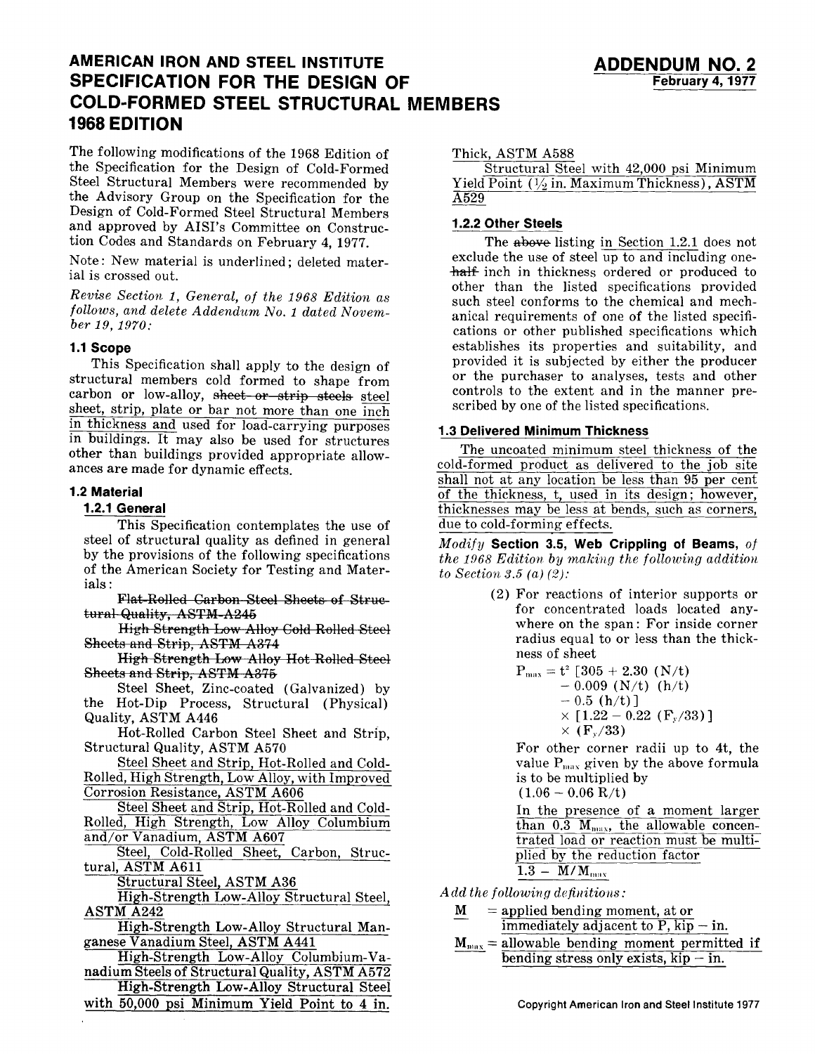# AMERICAN IRON AND STEEL INSTITUTE SPECIFICATION FOR THE DESIGN OF COLD-FORMED STEEL STRUCTURAL MEMBERS 1968 EDITION

**ADDENDUM NO. 2**
**February 4, 1977**

The following modifications of the 1968 Edition of the Specification for the Design of Cold-Formed Steel Structural Members were recommended by the Advisory Group on the Specification for the Design of Cold-Formed Steel Structural Members and approved by AISI's Committee on Construction Codes and Standards on February 4, 1977.

Note: New material is underlined; deleted material is crossed out.

*Revise Section 1, General, of the 1968 Edition as follows, and delete Addendum No. 1 dated November 19, 1970:*

### 1.1 Scope

This Specification shall apply to the design of structural members cold formed to shape from carbon or low-alloy, ~~sheet or strip steels~~ <u>steel sheet, strip, plate or bar not more than one inch in thickness and</u> used for load-carrying purposes in buildings. It may also be used for structures other than buildings provided appropriate allowances are made for dynamic effects.

### 1.2 Material

#### 1.2.1 General

This Specification contemplates the use of steel of structural quality as defined in general by the provisions of the following specifications of the American Society for Testing and Materials:

~~Flat-Rolled Carbon Steel Sheets of Structural Quality, ASTM A245~~

~~High Strength Low Alloy Cold Rolled Steel Sheets and Strip, ASTM A374~~

~~High Strength Low Alloy Hot Rolled Steel Sheets and Strip, ASTM A375~~

Steel Sheet, Zinc-coated (Galvanized) by the Hot-Dip Process, Structural (Physical) Quality, ASTM A446

Hot-Rolled Carbon Steel Sheet and Strip, Structural Quality, ASTM A570

<u>Steel Sheet and Strip, Hot-Rolled and Cold-Rolled, High Strength, Low Alloy, with Improved Corrosion Resistance, ASTM A606</u>

<u>Steel Sheet and Strip, Hot-Rolled and Cold-Rolled, High Strength, Low Alloy Columbium and/or Vanadium, ASTM A607</u>

<u>Steel, Cold-Rolled Sheet, Carbon, Structural, ASTM A611</u>

<u>Structural Steel, ASTM A36</u>

<u>High-Strength Low-Alloy Structural Steel, ASTM A242</u>

<u>High-Strength Low-Alloy Structural Manganese Vanadium Steel, ASTM A441</u>

<u>High-Strength Low-Alloy Columbium-Vanadium Steels of Structural Quality, ASTM A572</u>

<u>High-Strength Low-Alloy Structural Steel with 50,000 psi Minimum Yield Point to 4 in. Thick, ASTM A588</u>

<u>Structural Steel with 42,000 psi Minimum Yield Point (1/2 in. Maximum Thickness), ASTM A529</u>

#### 1.2.2 Other Steels

The ~~above~~ listing <u>in Section 1.2.1</u> does not exclude the use of steel up to and including one-~~half~~ inch in thickness ordered or produced to other than the listed specifications provided such steel conforms to the chemical and mechanical requirements of one of the listed specifications or other published specifications which establishes its properties and suitability, and provided it is subjected by either the producer or the purchaser to analyses, tests and other controls to the extent and in the manner prescribed by one of the listed specifications.

### 1.3 Delivered Minimum Thickness

<u>The uncoated minimum steel thickness of the cold-formed product as delivered to the job site shall not at any location be less than 95 per cent of the thickness, t, used in its design; however, thicknesses may be less at bends, such as corners, due to cold-forming effects.</u>

*Modify* **Section 3.5, Web Crippling of Beams,** *of the 1968 Edition by making the following addition to Section 3.5 (a) (2):*

(2) For reactions of interior supports or for concentrated loads located anywhere on the span: For inside corner radius equal to or less than the thickness of sheet

$$P_{max} = t^2\,[305 + 2.30\,(N/t) - 0.009\,(N/t)\,(h/t) - 0.5\,(h/t)] \times [1.22 - 0.22\,(F_y/33)] \times (F_y/33)$$

For other corner radii up to 4t, the value $P_{max}$ given by the above formula is to be multiplied by

$(1.06 - 0.06\,R/t)$

<u>In the presence of a moment larger than 0.3 $M_{max}$, the allowable concentrated load or reaction must be multiplied by the reduction factor</u>

<u>$1.3 - M/M_{max}$</u>

*Add the following definitions:*

<u>$M$</u> = <u>applied bending moment, at or immediately adjacent to P, kip – in.</u>

<u>$M_{max}$</u> = <u>allowable bending moment permitted if bending stress only exists, kip – in.</u>

Copyright American Iron and Steel Institute 1977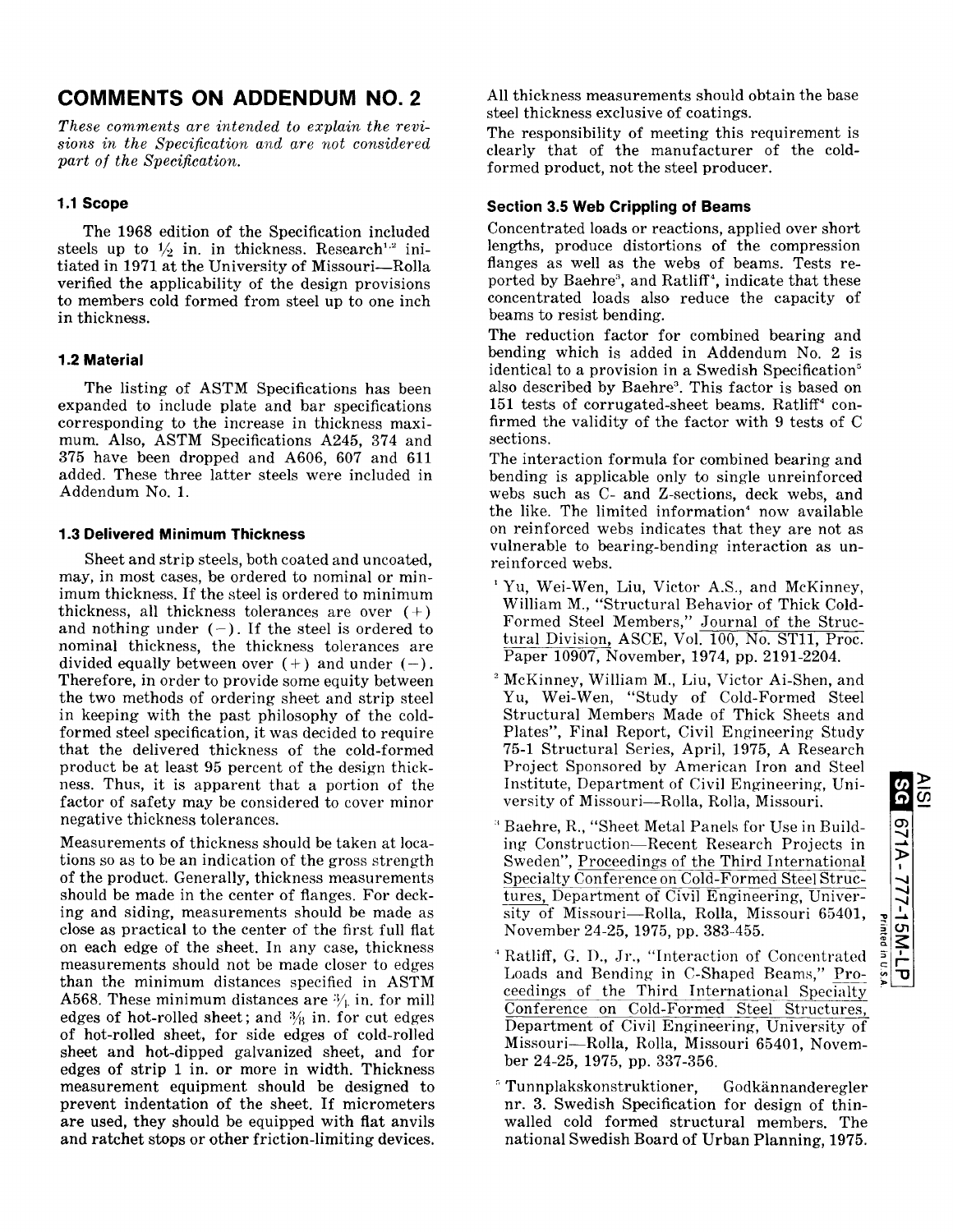# COMMENTS ON ADDENDUM NO. 2

*These comments are intended to explain the revisions in the Specification and are not considered part of the Specification.*

### 1.1 Scope

The 1968 edition of the Specification included steels up to ½ in. in thickness. Research[1,2] initiated in 1971 at the University of Missouri—Rolla verified the applicability of the design provisions to members cold formed from steel up to one inch in thickness.

### 1.2 Material

The listing of ASTM Specifications has been expanded to include plate and bar specifications corresponding to the increase in thickness maximum. Also, ASTM Specifications A245, 374 and 375 have been dropped and A606, 607 and 611 added. These three latter steels were included in Addendum No. 1.

### 1.3 Delivered Minimum Thickness

Sheet and strip steels, both coated and uncoated, may, in most cases, be ordered to nominal or minimum thickness. If the steel is ordered to minimum thickness, all thickness tolerances are over (+) and nothing under (−). If the steel is ordered to nominal thickness, the thickness tolerances are divided equally between over (+) and under (−). Therefore, in order to provide some equity between the two methods of ordering sheet and strip steel in keeping with the past philosophy of the cold-formed steel specification, it was decided to require that the delivered thickness of the cold-formed product be at least 95 percent of the design thickness. Thus, it is apparent that a portion of the factor of safety may be considered to cover minor negative thickness tolerances.

Measurements of thickness should be taken at locations so as to be an indication of the gross strength of the product. Generally, thickness measurements should be made in the center of flanges. For decking and siding, measurements should be made as close as practical to the center of the first full flat on each edge of the sheet. In any case, thickness measurements should not be made closer to edges than the minimum distances specified in ASTM A568. These minimum distances are ¾ in. for mill edges of hot-rolled sheet; and ⅜ in. for cut edges of hot-rolled sheet, for side edges of cold-rolled sheet and hot-dipped galvanized sheet, and for edges of strip 1 in. or more in width. Thickness measurement equipment should be designed to prevent indentation of the sheet. If micrometers are used, they should be equipped with flat anvils and ratchet stops or other friction-limiting devices.

All thickness measurements should obtain the base steel thickness exclusive of coatings.

The responsibility of meeting this requirement is clearly that of the manufacturer of the cold-formed product, not the steel producer.

### Section 3.5 Web Crippling of Beams

Concentrated loads or reactions, applied over short lengths, produce distortions of the compression flanges as well as the webs of beams. Tests reported by Baehre[3], and Ratliff[4], indicate that these concentrated loads also reduce the capacity of beams to resist bending.

The reduction factor for combined bearing and bending which is added in Addendum No. 2 is identical to a provision in a Swedish Specification[5] also described by Baehre[3]. This factor is based on 151 tests of corrugated-sheet beams. Ratliff[4] confirmed the validity of the factor with 9 tests of C sections.

The interaction formula for combined bearing and bending is applicable only to single unreinforced webs such as C- and Z-sections, deck webs, and the like. The limited information[4] now available on reinforced webs indicates that they are not as vulnerable to bearing-bending interaction as unreinforced webs.

[1] Yu, Wei-Wen, Liu, Victor A.S., and McKinney, William M., "Structural Behavior of Thick Cold-Formed Steel Members," Journal of the Structural Division, ASCE, Vol. 100, No. ST11, Proc. Paper 10907, November, 1974, pp. 2191-2204.

[2] McKinney, William M., Liu, Victor Ai-Shen, and Yu, Wei-Wen, "Study of Cold-Formed Steel Structural Members Made of Thick Sheets and Plates", Final Report, Civil Engineering Study 75-1 Structural Series, April, 1975, A Research Project Sponsored by American Iron and Steel Institute, Department of Civil Engineering, University of Missouri—Rolla, Rolla, Missouri.

[3] Baehre, R., "Sheet Metal Panels for Use in Building Construction—Recent Research Projects in Sweden", Proceedings of the Third International Specialty Conference on Cold-Formed Steel Structures, Department of Civil Engineering, University of Missouri—Rolla, Rolla, Missouri 65401, November 24-25, 1975, pp. 383-455.

[4] Ratliff, G. D., Jr., "Interaction of Concentrated Loads and Bending in C-Shaped Beams," Proceedings of the Third International Specialty Conference on Cold-Formed Steel Structures, Department of Civil Engineering, University of Missouri—Rolla, Rolla, Missouri 65401, November 24-25, 1975, pp. 337-356.

[5] Tunnplakskonstruktioner, Godkännanderegler nr. 3. Swedish Specification for design of thin-walled cold formed structural members. The national Swedish Board of Urban Planning, 1975.

AISI SG 671A-777-15M-LP

Printed in U.S.A.